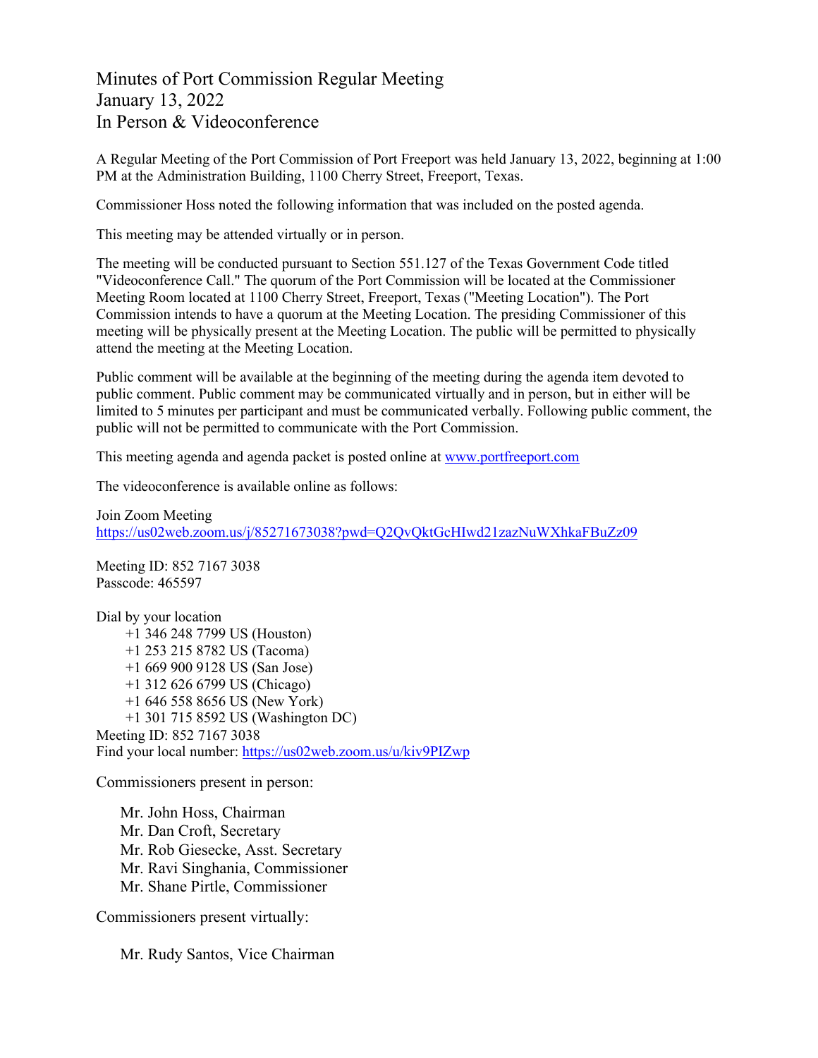# Minutes of Port Commission Regular Meeting
## January 13, 2022
## In Person & Videoconference

A Regular Meeting of the Port Commission of Port Freeport was held January 13, 2022, beginning at 1:00 PM at the Administration Building, 1100 Cherry Street, Freeport, Texas.

Commissioner Hoss noted the following information that was included on the posted agenda.

This meeting may be attended virtually or in person.

The meeting will be conducted pursuant to Section 551.127 of the Texas Government Code titled "Videoconference Call." The quorum of the Port Commission will be located at the Commissioner Meeting Room located at 1100 Cherry Street, Freeport, Texas ("Meeting Location"). The Port Commission intends to have a quorum at the Meeting Location. The presiding Commissioner of this meeting will be physically present at the Meeting Location. The public will be permitted to physically attend the meeting at the Meeting Location.

Public comment will be available at the beginning of the meeting during the agenda item devoted to public comment. Public comment may be communicated virtually and in person, but in either will be limited to 5 minutes per participant and must be communicated verbally. Following public comment, the public will not be permitted to communicate with the Port Commission.

This meeting agenda and agenda packet is posted online at www.portfreeport.com

The videoconference is available online as follows:

Join Zoom Meeting
https://us02web.zoom.us/j/85271673038?pwd=Q2QvQktGcHIwd21zazNuWXhkaFBuZz09

Meeting ID: 852 7167 3038
Passcode: 465597

Dial by your location
- +1 346 248 7799 US (Houston)
- +1 253 215 8782 US (Tacoma)
- +1 669 900 9128 US (San Jose)
- +1 312 626 6799 US (Chicago)
- +1 646 558 8656 US (New York)
- +1 301 715 8592 US (Washington DC)

Meeting ID: 852 7167 3038
Find your local number: https://us02web.zoom.us/u/kiv9PIZwp

Commissioners present in person:

- Mr. John Hoss, Chairman
- Mr. Dan Croft, Secretary
- Mr. Rob Giesecke, Asst. Secretary
- Mr. Ravi Singhania, Commissioner
- Mr. Shane Pirtle, Commissioner

Commissioners present virtually:

- Mr. Rudy Santos, Vice Chairman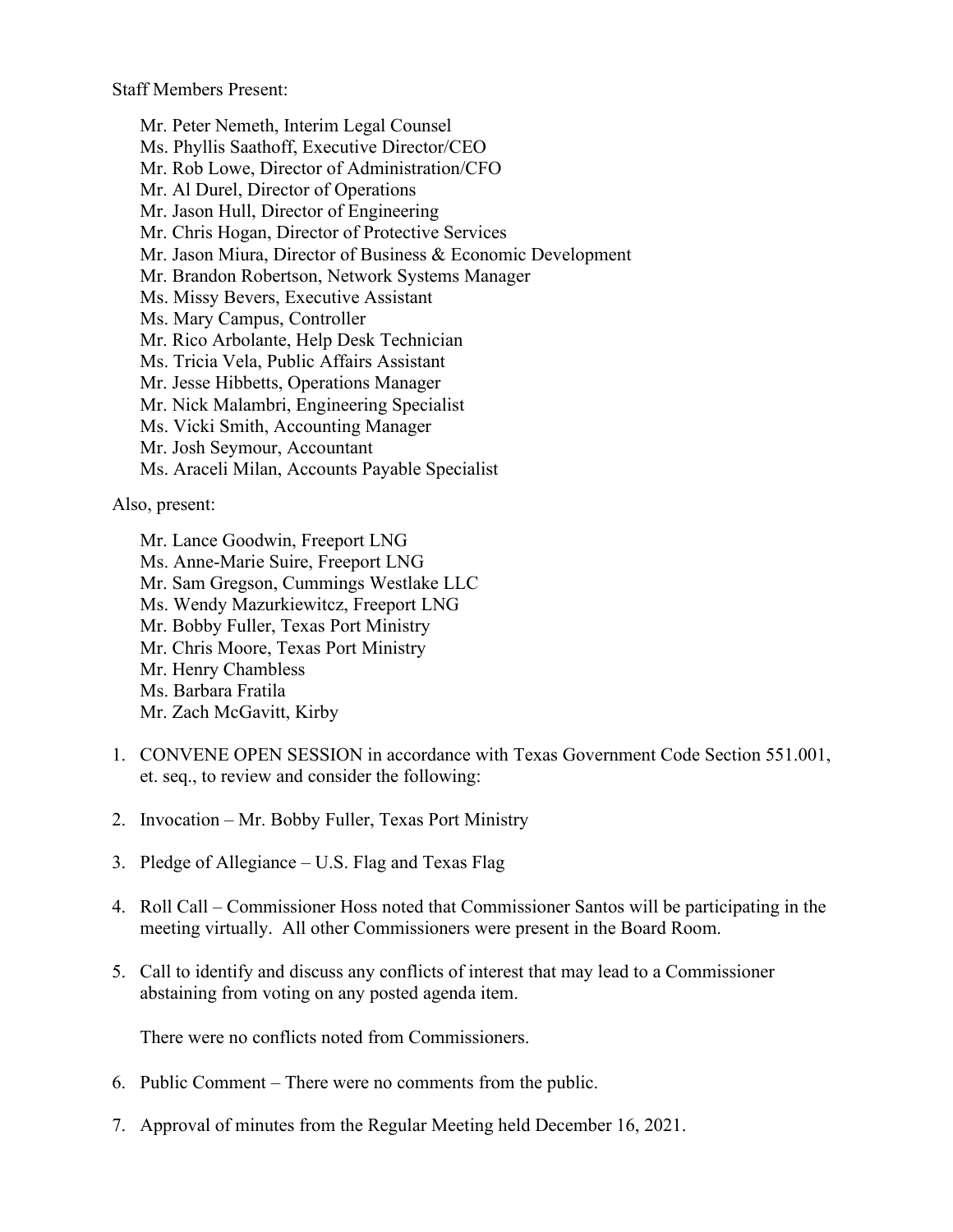Staff Members Present:

- Mr. Peter Nemeth, Interim Legal Counsel
- Ms. Phyllis Saathoff, Executive Director/CEO
- Mr. Rob Lowe, Director of Administration/CFO
- Mr. Al Durel, Director of Operations
- Mr. Jason Hull, Director of Engineering
- Mr. Chris Hogan, Director of Protective Services
- Mr. Jason Miura, Director of Business & Economic Development
- Mr. Brandon Robertson, Network Systems Manager
- Ms. Missy Bevers, Executive Assistant
- Ms. Mary Campus, Controller
- Mr. Rico Arbolante, Help Desk Technician
- Ms. Tricia Vela, Public Affairs Assistant
- Mr. Jesse Hibbetts, Operations Manager
- Mr. Nick Malambri, Engineering Specialist
- Ms. Vicki Smith, Accounting Manager
- Mr. Josh Seymour, Accountant
- Ms. Araceli Milan, Accounts Payable Specialist

Also, present:

- Mr. Lance Goodwin, Freeport LNG
- Ms. Anne-Marie Suire, Freeport LNG
- Mr. Sam Gregson, Cummings Westlake LLC
- Ms. Wendy Mazurkiewitcz, Freeport LNG
- Mr. Bobby Fuller, Texas Port Ministry
- Mr. Chris Moore, Texas Port Ministry
- Mr. Henry Chambless
- Ms. Barbara Fratila
- Mr. Zach McGavitt, Kirby

1. CONVENE OPEN SESSION in accordance with Texas Government Code Section 551.001, et. seq., to review and consider the following:

2. Invocation – Mr. Bobby Fuller, Texas Port Ministry

3. Pledge of Allegiance – U.S. Flag and Texas Flag

4. Roll Call – Commissioner Hoss noted that Commissioner Santos will be participating in the meeting virtually. All other Commissioners were present in the Board Room.

5. Call to identify and discuss any conflicts of interest that may lead to a Commissioner abstaining from voting on any posted agenda item.

   There were no conflicts noted from Commissioners.

6. Public Comment – There were no comments from the public.

7. Approval of minutes from the Regular Meeting held December 16, 2021.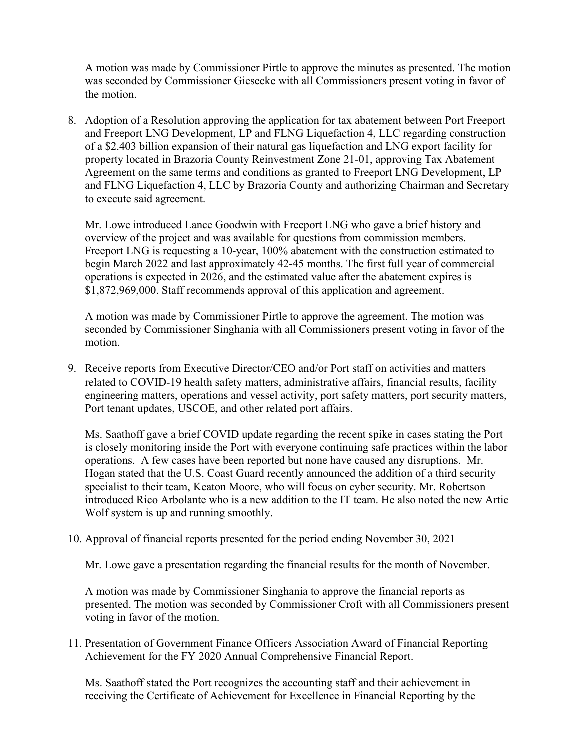A motion was made by Commissioner Pirtle to approve the minutes as presented. The motion was seconded by Commissioner Giesecke with all Commissioners present voting in favor of the motion.

8. Adoption of a Resolution approving the application for tax abatement between Port Freeport and Freeport LNG Development, LP and FLNG Liquefaction 4, LLC regarding construction of a $2.403 billion expansion of their natural gas liquefaction and LNG export facility for property located in Brazoria County Reinvestment Zone 21-01, approving Tax Abatement Agreement on the same terms and conditions as granted to Freeport LNG Development, LP and FLNG Liquefaction 4, LLC by Brazoria County and authorizing Chairman and Secretary to execute said agreement.

   Mr. Lowe introduced Lance Goodwin with Freeport LNG who gave a brief history and overview of the project and was available for questions from commission members. Freeport LNG is requesting a 10-year, 100% abatement with the construction estimated to begin March 2022 and last approximately 42-45 months. The first full year of commercial operations is expected in 2026, and the estimated value after the abatement expires is $1,872,969,000. Staff recommends approval of this application and agreement.

   A motion was made by Commissioner Pirtle to approve the agreement. The motion was seconded by Commissioner Singhania with all Commissioners present voting in favor of the motion.

9. Receive reports from Executive Director/CEO and/or Port staff on activities and matters related to COVID-19 health safety matters, administrative affairs, financial results, facility engineering matters, operations and vessel activity, port safety matters, port security matters, Port tenant updates, USCOE, and other related port affairs.

   Ms. Saathoff gave a brief COVID update regarding the recent spike in cases stating the Port is closely monitoring inside the Port with everyone continuing safe practices within the labor operations. A few cases have been reported but none have caused any disruptions. Mr. Hogan stated that the U.S. Coast Guard recently announced the addition of a third security specialist to their team, Keaton Moore, who will focus on cyber security. Mr. Robertson introduced Rico Arbolante who is a new addition to the IT team. He also noted the new Artic Wolf system is up and running smoothly.

10. Approval of financial reports presented for the period ending November 30, 2021

    Mr. Lowe gave a presentation regarding the financial results for the month of November.

    A motion was made by Commissioner Singhania to approve the financial reports as presented. The motion was seconded by Commissioner Croft with all Commissioners present voting in favor of the motion.

11. Presentation of Government Finance Officers Association Award of Financial Reporting Achievement for the FY 2020 Annual Comprehensive Financial Report.

    Ms. Saathoff stated the Port recognizes the accounting staff and their achievement in receiving the Certificate of Achievement for Excellence in Financial Reporting by the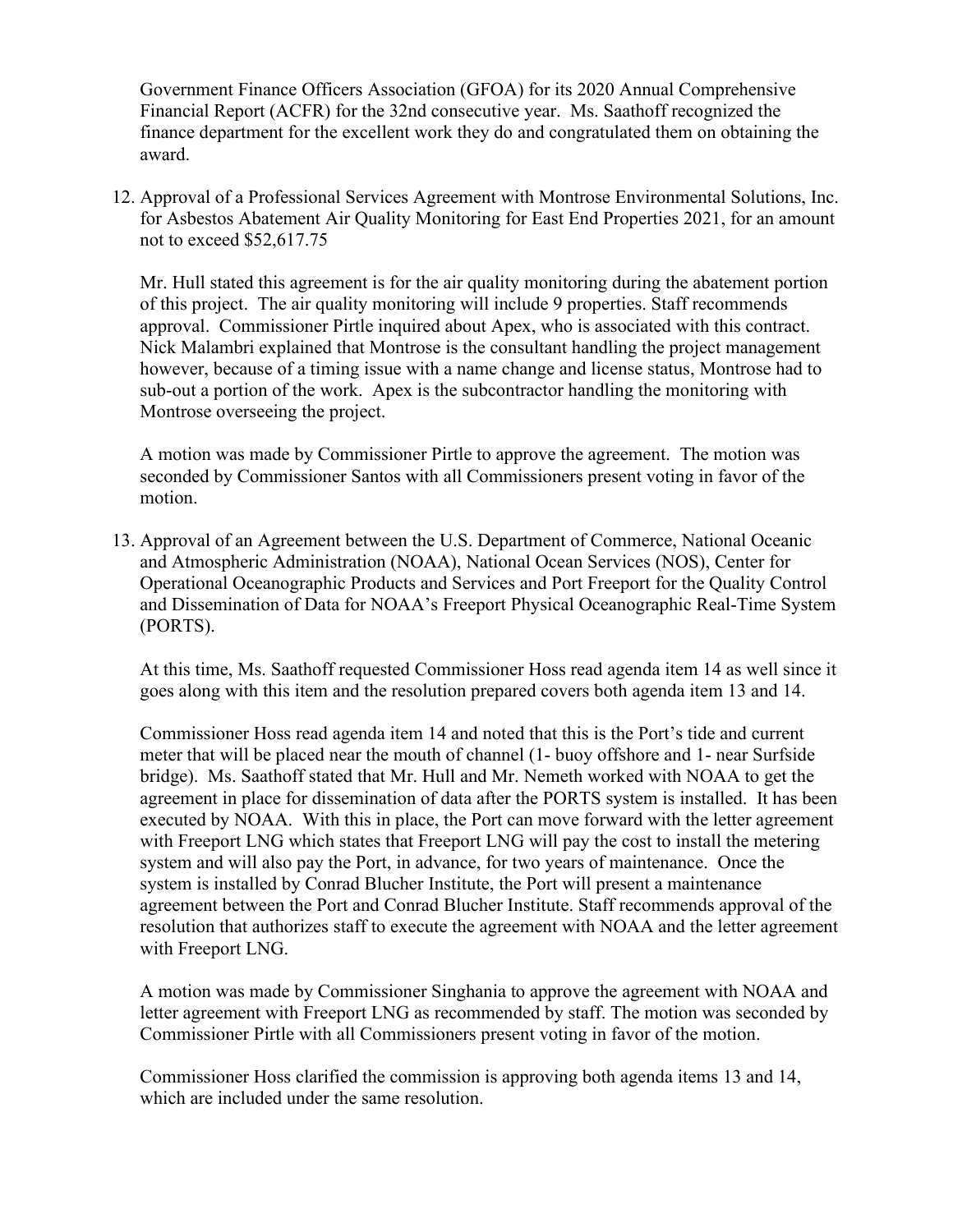Government Finance Officers Association (GFOA) for its 2020 Annual Comprehensive Financial Report (ACFR) for the 32nd consecutive year. Ms. Saathoff recognized the finance department for the excellent work they do and congratulated them on obtaining the award.

12. Approval of a Professional Services Agreement with Montrose Environmental Solutions, Inc. for Asbestos Abatement Air Quality Monitoring for East End Properties 2021, for an amount not to exceed $52,617.75

    Mr. Hull stated this agreement is for the air quality monitoring during the abatement portion of this project. The air quality monitoring will include 9 properties. Staff recommends approval. Commissioner Pirtle inquired about Apex, who is associated with this contract. Nick Malambri explained that Montrose is the consultant handling the project management however, because of a timing issue with a name change and license status, Montrose had to sub-out a portion of the work. Apex is the subcontractor handling the monitoring with Montrose overseeing the project.

    A motion was made by Commissioner Pirtle to approve the agreement. The motion was seconded by Commissioner Santos with all Commissioners present voting in favor of the motion.

13. Approval of an Agreement between the U.S. Department of Commerce, National Oceanic and Atmospheric Administration (NOAA), National Ocean Services (NOS), Center for Operational Oceanographic Products and Services and Port Freeport for the Quality Control and Dissemination of Data for NOAA's Freeport Physical Oceanographic Real-Time System (PORTS).

    At this time, Ms. Saathoff requested Commissioner Hoss read agenda item 14 as well since it goes along with this item and the resolution prepared covers both agenda item 13 and 14.

    Commissioner Hoss read agenda item 14 and noted that this is the Port's tide and current meter that will be placed near the mouth of channel (1- buoy offshore and 1- near Surfside bridge). Ms. Saathoff stated that Mr. Hull and Mr. Nemeth worked with NOAA to get the agreement in place for dissemination of data after the PORTS system is installed. It has been executed by NOAA. With this in place, the Port can move forward with the letter agreement with Freeport LNG which states that Freeport LNG will pay the cost to install the metering system and will also pay the Port, in advance, for two years of maintenance. Once the system is installed by Conrad Blucher Institute, the Port will present a maintenance agreement between the Port and Conrad Blucher Institute. Staff recommends approval of the resolution that authorizes staff to execute the agreement with NOAA and the letter agreement with Freeport LNG.

    A motion was made by Commissioner Singhania to approve the agreement with NOAA and letter agreement with Freeport LNG as recommended by staff. The motion was seconded by Commissioner Pirtle with all Commissioners present voting in favor of the motion.

    Commissioner Hoss clarified the commission is approving both agenda items 13 and 14, which are included under the same resolution.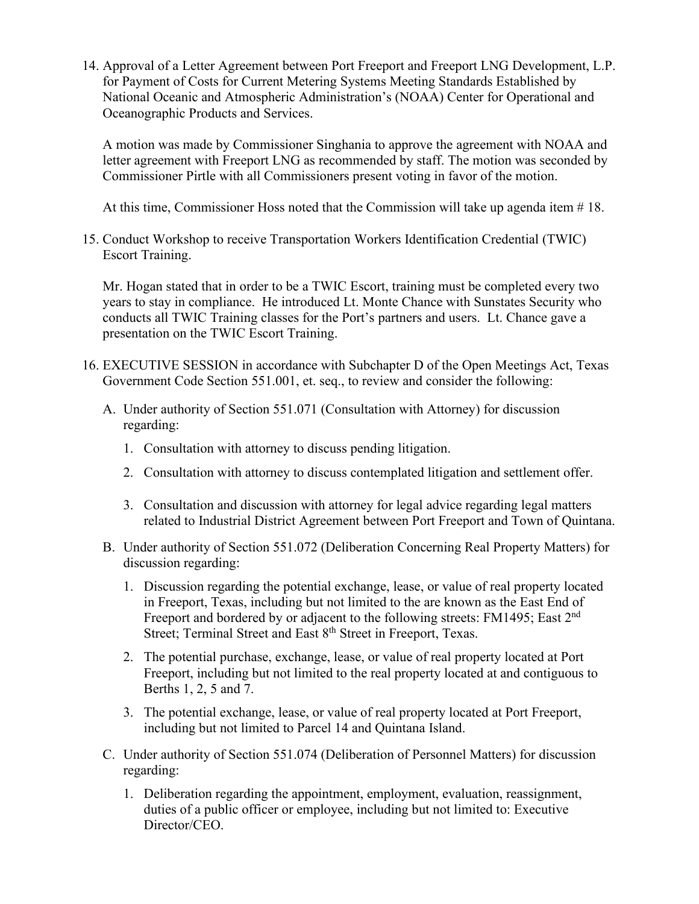14. Approval of a Letter Agreement between Port Freeport and Freeport LNG Development, L.P. for Payment of Costs for Current Metering Systems Meeting Standards Established by National Oceanic and Atmospheric Administration's (NOAA) Center for Operational and Oceanographic Products and Services.

    A motion was made by Commissioner Singhania to approve the agreement with NOAA and letter agreement with Freeport LNG as recommended by staff. The motion was seconded by Commissioner Pirtle with all Commissioners present voting in favor of the motion.

    At this time, Commissioner Hoss noted that the Commission will take up agenda item # 18.

15. Conduct Workshop to receive Transportation Workers Identification Credential (TWIC) Escort Training.

    Mr. Hogan stated that in order to be a TWIC Escort, training must be completed every two years to stay in compliance. He introduced Lt. Monte Chance with Sunstates Security who conducts all TWIC Training classes for the Port's partners and users. Lt. Chance gave a presentation on the TWIC Escort Training.

16. EXECUTIVE SESSION in accordance with Subchapter D of the Open Meetings Act, Texas Government Code Section 551.001, et. seq., to review and consider the following:

    A. Under authority of Section 551.071 (Consultation with Attorney) for discussion regarding:

       1. Consultation with attorney to discuss pending litigation.

       2. Consultation with attorney to discuss contemplated litigation and settlement offer.

       3. Consultation and discussion with attorney for legal advice regarding legal matters related to Industrial District Agreement between Port Freeport and Town of Quintana.

    B. Under authority of Section 551.072 (Deliberation Concerning Real Property Matters) for discussion regarding:

       1. Discussion regarding the potential exchange, lease, or value of real property located in Freeport, Texas, including but not limited to the are known as the East End of Freeport and bordered by or adjacent to the following streets: FM1495; East 2nd Street; Terminal Street and East 8th Street in Freeport, Texas.

       2. The potential purchase, exchange, lease, or value of real property located at Port Freeport, including but not limited to the real property located at and contiguous to Berths 1, 2, 5 and 7.

       3. The potential exchange, lease, or value of real property located at Port Freeport, including but not limited to Parcel 14 and Quintana Island.

    C. Under authority of Section 551.074 (Deliberation of Personnel Matters) for discussion regarding:

       1. Deliberation regarding the appointment, employment, evaluation, reassignment, duties of a public officer or employee, including but not limited to: Executive Director/CEO.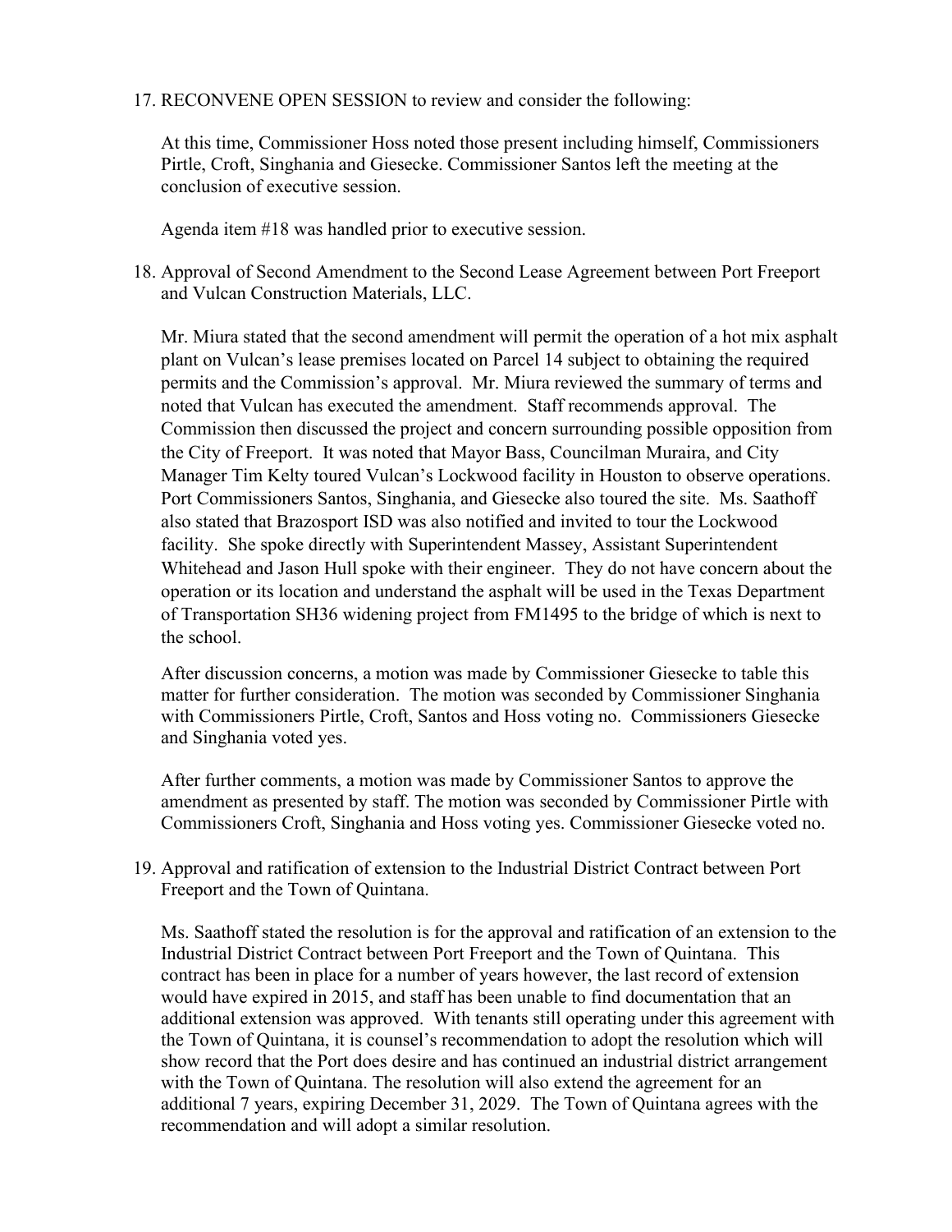17. RECONVENE OPEN SESSION to review and consider the following:

    At this time, Commissioner Hoss noted those present including himself, Commissioners Pirtle, Croft, Singhania and Giesecke. Commissioner Santos left the meeting at the conclusion of executive session.

    Agenda item #18 was handled prior to executive session.

18. Approval of Second Amendment to the Second Lease Agreement between Port Freeport and Vulcan Construction Materials, LLC.

    Mr. Miura stated that the second amendment will permit the operation of a hot mix asphalt plant on Vulcan's lease premises located on Parcel 14 subject to obtaining the required permits and the Commission's approval. Mr. Miura reviewed the summary of terms and noted that Vulcan has executed the amendment. Staff recommends approval. The Commission then discussed the project and concern surrounding possible opposition from the City of Freeport. It was noted that Mayor Bass, Councilman Muraira, and City Manager Tim Kelty toured Vulcan's Lockwood facility in Houston to observe operations. Port Commissioners Santos, Singhania, and Giesecke also toured the site. Ms. Saathoff also stated that Brazosport ISD was also notified and invited to tour the Lockwood facility. She spoke directly with Superintendent Massey, Assistant Superintendent Whitehead and Jason Hull spoke with their engineer. They do not have concern about the operation or its location and understand the asphalt will be used in the Texas Department of Transportation SH36 widening project from FM1495 to the bridge of which is next to the school.

    After discussion concerns, a motion was made by Commissioner Giesecke to table this matter for further consideration. The motion was seconded by Commissioner Singhania with Commissioners Pirtle, Croft, Santos and Hoss voting no. Commissioners Giesecke and Singhania voted yes.

    After further comments, a motion was made by Commissioner Santos to approve the amendment as presented by staff. The motion was seconded by Commissioner Pirtle with Commissioners Croft, Singhania and Hoss voting yes. Commissioner Giesecke voted no.

19. Approval and ratification of extension to the Industrial District Contract between Port Freeport and the Town of Quintana.

    Ms. Saathoff stated the resolution is for the approval and ratification of an extension to the Industrial District Contract between Port Freeport and the Town of Quintana. This contract has been in place for a number of years however, the last record of extension would have expired in 2015, and staff has been unable to find documentation that an additional extension was approved. With tenants still operating under this agreement with the Town of Quintana, it is counsel's recommendation to adopt the resolution which will show record that the Port does desire and has continued an industrial district arrangement with the Town of Quintana. The resolution will also extend the agreement for an additional 7 years, expiring December 31, 2029. The Town of Quintana agrees with the recommendation and will adopt a similar resolution.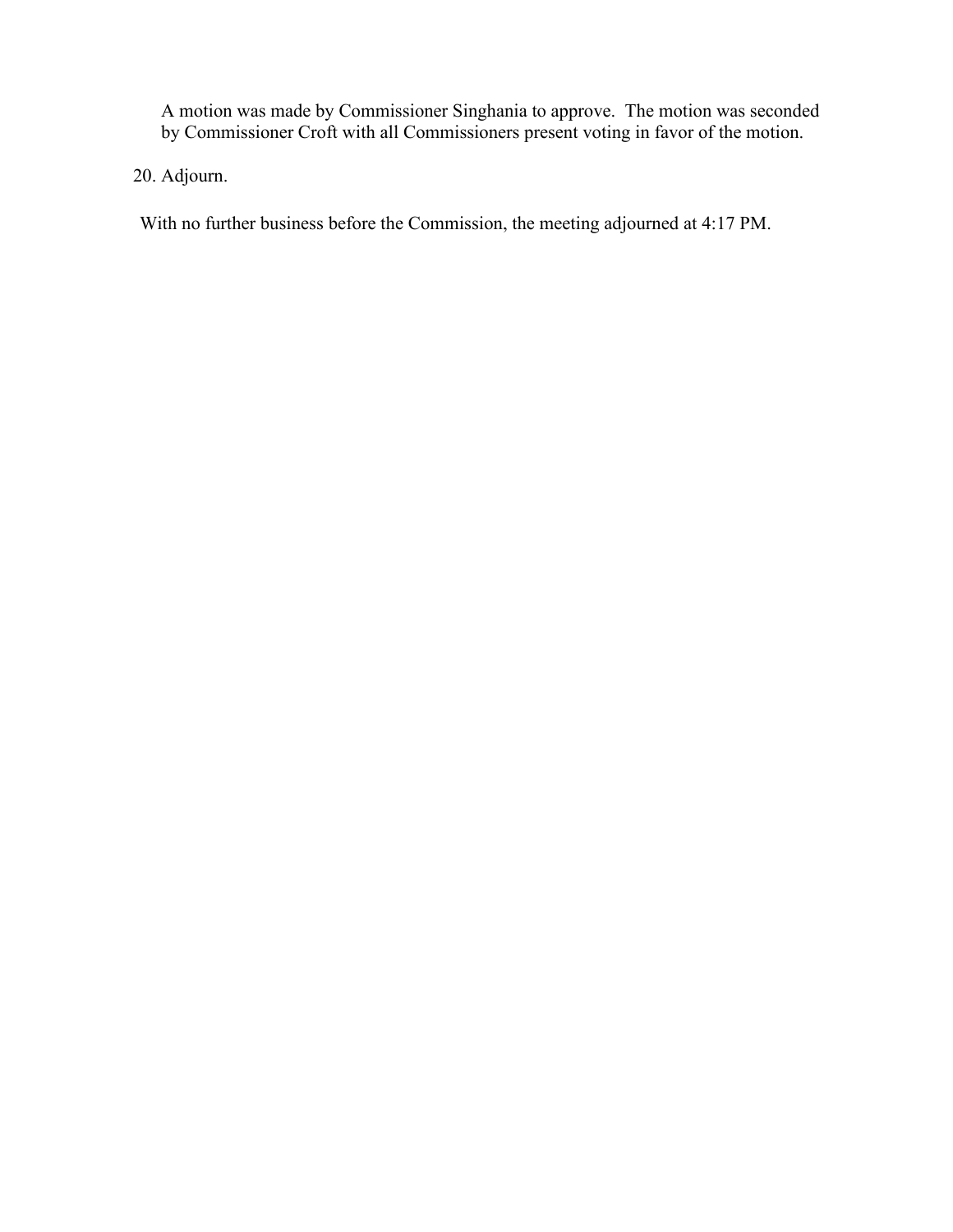A motion was made by Commissioner Singhania to approve. The motion was seconded by Commissioner Croft with all Commissioners present voting in favor of the motion.

20. Adjourn.

With no further business before the Commission, the meeting adjourned at 4:17 PM.